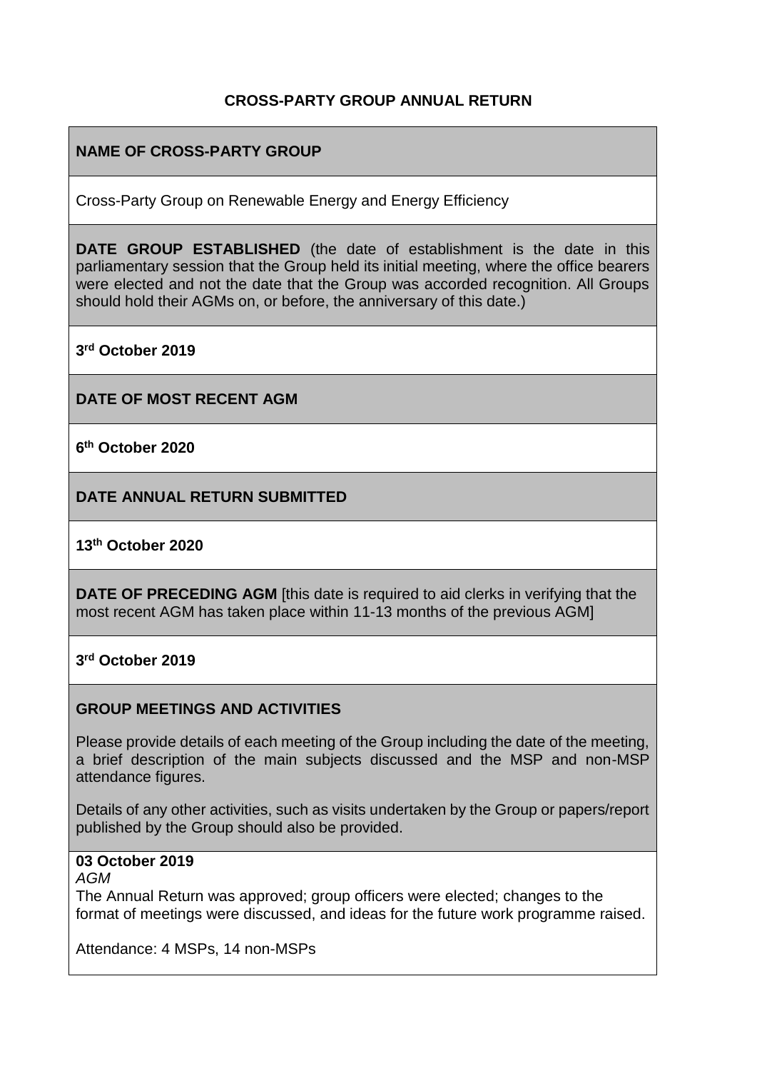# CROSS-PARTY GROUP ANNUAL RETURN

**NAME OF CROSS-PARTY GROUP**

Cross-Party Group on Renewable Energy and Energy Efficiency

**DATE GROUP ESTABLISHED** (the date of establishment is the date in this parliamentary session that the Group held its initial meeting, where the office bearers were elected and not the date that the Group was accorded recognition. All Groups should hold their AGMs on, or before, the anniversary of this date.)

**3rd October 2019**

**DATE OF MOST RECENT AGM**

**6th October 2020**

**DATE ANNUAL RETURN SUBMITTED**

**13th October 2020**

**DATE OF PRECEDING AGM** [this date is required to aid clerks in verifying that the most recent AGM has taken place within 11-13 months of the previous AGM]

**3rd October 2019**

**GROUP MEETINGS AND ACTIVITIES**

Please provide details of each meeting of the Group including the date of the meeting, a brief description of the main subjects discussed and the MSP and non-MSP attendance figures.

Details of any other activities, such as visits undertaken by the Group or papers/report published by the Group should also be provided.

**03 October 2019**

*AGM*

The Annual Return was approved; group officers were elected; changes to the format of meetings were discussed, and ideas for the future work programme raised.

Attendance: 4 MSPs, 14 non-MSPs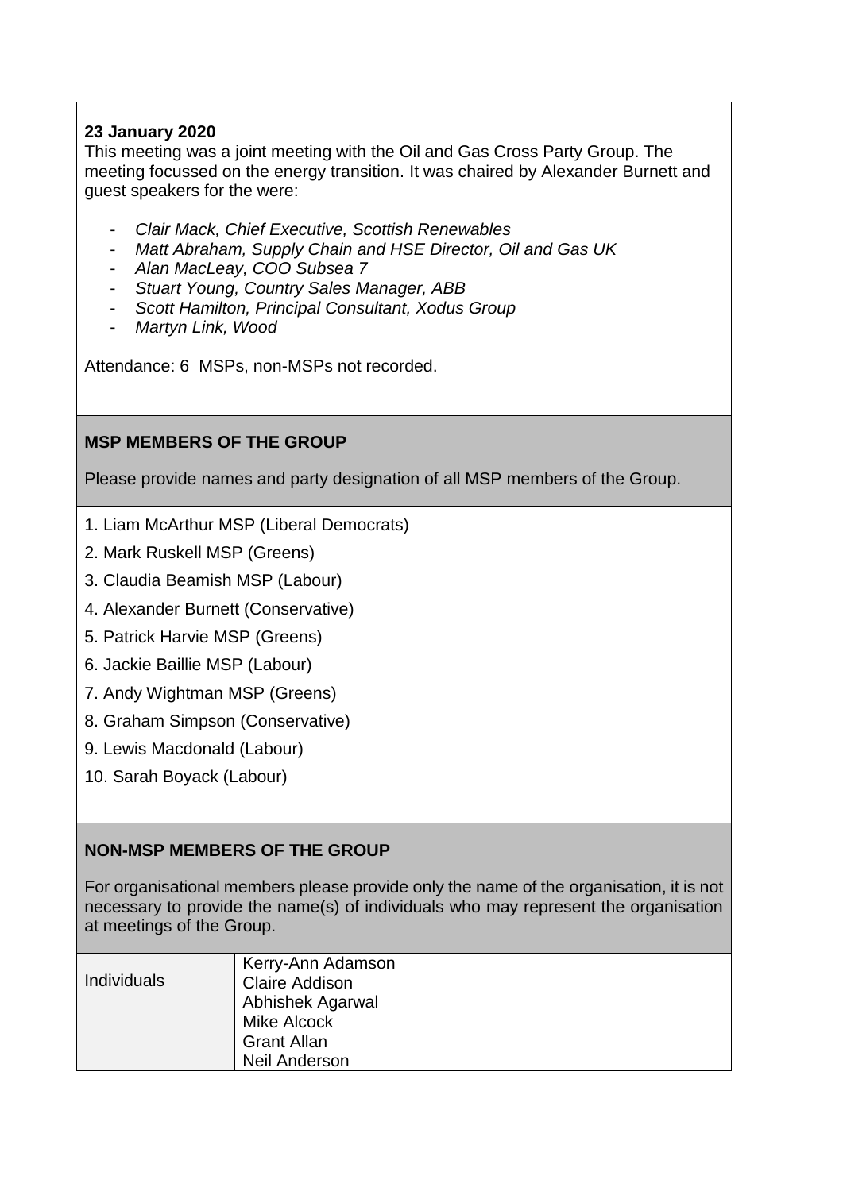**23 January 2020**

This meeting was a joint meeting with the Oil and Gas Cross Party Group. The meeting focussed on the energy transition. It was chaired by Alexander Burnett and guest speakers for the were:

- *Clair Mack, Chief Executive, Scottish Renewables*
- *Matt Abraham, Supply Chain and HSE Director, Oil and Gas UK*
- *Alan MacLeay, COO Subsea 7*
- *Stuart Young, Country Sales Manager, ABB*
- *Scott Hamilton, Principal Consultant, Xodus Group*
- *Martyn Link, Wood*

Attendance: 6 MSPs, non-MSPs not recorded.

### MSP MEMBERS OF THE GROUP

Please provide names and party designation of all MSP members of the Group.

1. Liam McArthur MSP (Liberal Democrats)
2. Mark Ruskell MSP (Greens)
3. Claudia Beamish MSP (Labour)
4. Alexander Burnett (Conservative)
5. Patrick Harvie MSP (Greens)
6. Jackie Baillie MSP (Labour)
7. Andy Wightman MSP (Greens)
8. Graham Simpson (Conservative)
9. Lewis Macdonald (Labour)
10. Sarah Boyack (Labour)

### NON-MSP MEMBERS OF THE GROUP

For organisational members please provide only the name of the organisation, it is not necessary to provide the name(s) of individuals who may represent the organisation at meetings of the Group.

| | |
|---|---|
| Individuals | Kerry-Ann Adamson<br>Claire Addison<br>Abhishek Agarwal<br>Mike Alcock<br>Grant Allan<br>Neil Anderson |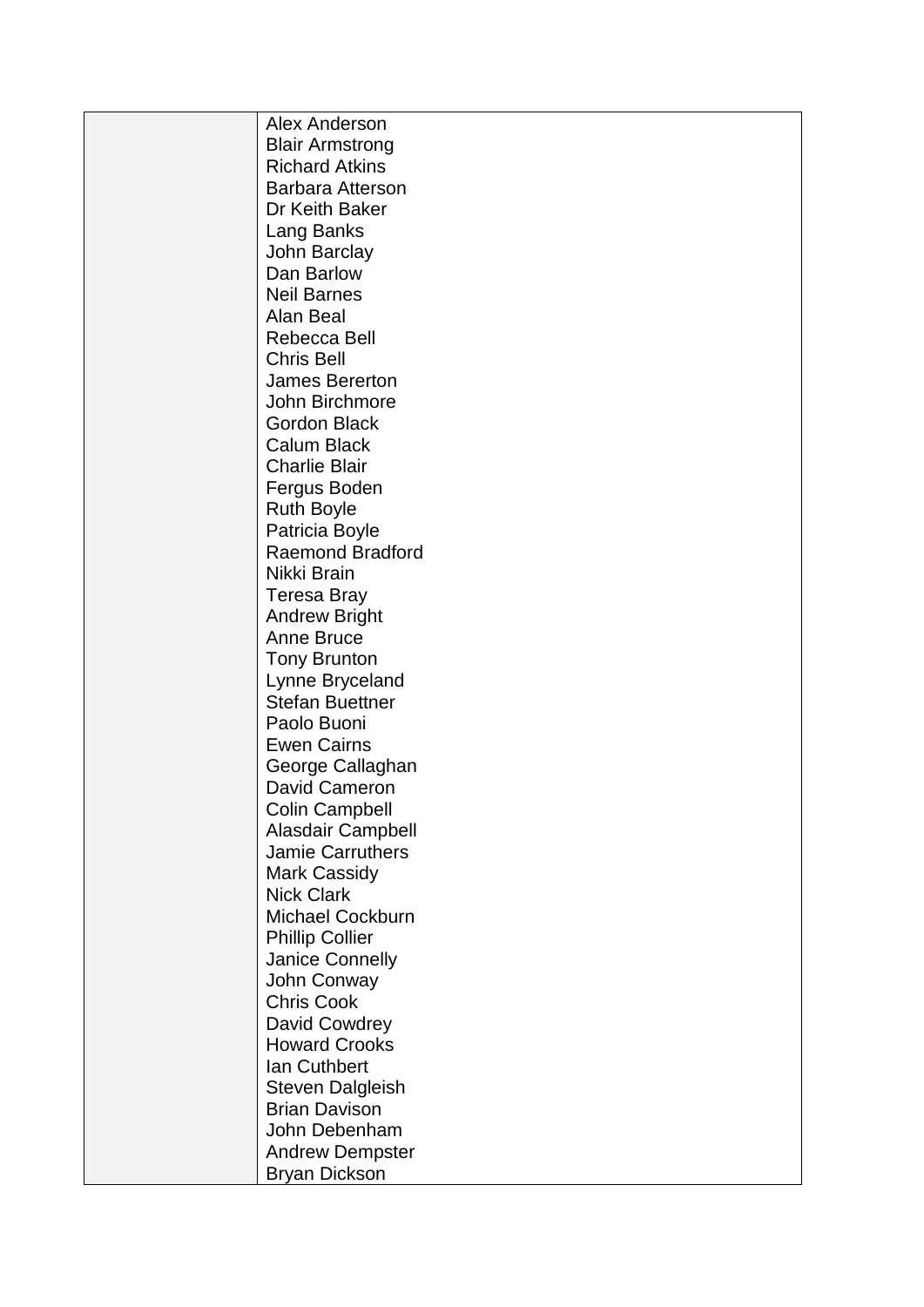| | |
|---|---|
| | Alex Anderson<br>Blair Armstrong<br>Richard Atkins<br>Barbara Atterson<br>Dr Keith Baker<br>Lang Banks<br>John Barclay<br>Dan Barlow<br>Neil Barnes<br>Alan Beal<br>Rebecca Bell<br>Chris Bell<br>James Bererton<br>John Birchmore<br>Gordon Black<br>Calum Black<br>Charlie Blair<br>Fergus Boden<br>Ruth Boyle<br>Patricia Boyle<br>Raemond Bradford<br>Nikki Brain<br>Teresa Bray<br>Andrew Bright<br>Anne Bruce<br>Tony Brunton<br>Lynne Bryceland<br>Stefan Buettner<br>Paolo Buoni<br>Ewen Cairns<br>George Callaghan<br>David Cameron<br>Colin Campbell<br>Alasdair Campbell<br>Jamie Carruthers<br>Mark Cassidy<br>Nick Clark<br>Michael Cockburn<br>Phillip Collier<br>Janice Connelly<br>John Conway<br>Chris Cook<br>David Cowdrey<br>Howard Crooks<br>Ian Cuthbert<br>Steven Dalgleish<br>Brian Davison<br>John Debenham<br>Andrew Dempster<br>Bryan Dickson |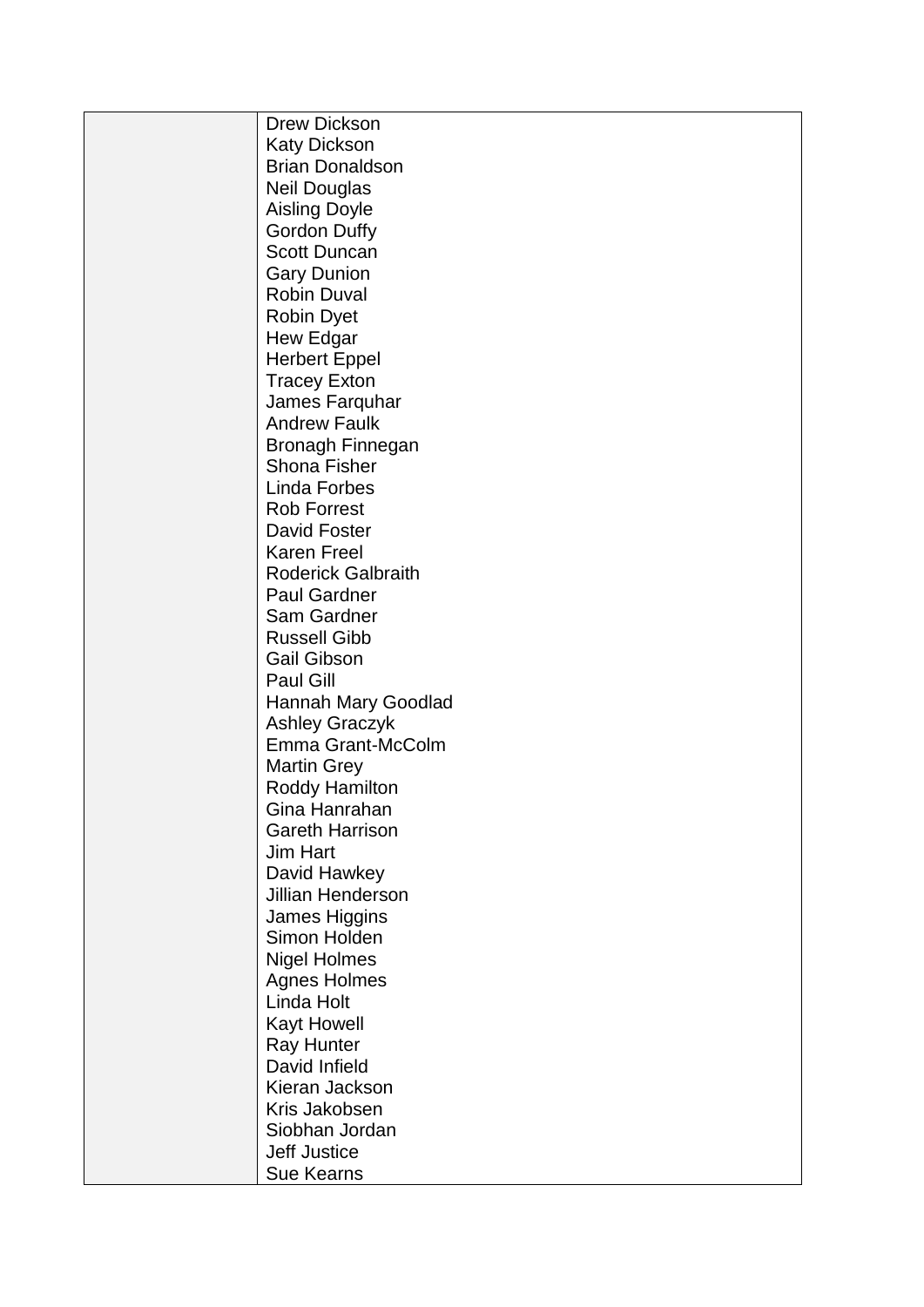| | |
|---|---|
| | Drew Dickson<br>Katy Dickson<br>Brian Donaldson<br>Neil Douglas<br>Aisling Doyle<br>Gordon Duffy<br>Scott Duncan<br>Gary Dunion<br>Robin Duval<br>Robin Dyet<br>Hew Edgar<br>Herbert Eppel<br>Tracey Exton<br>James Farquhar<br>Andrew Faulk<br>Bronagh Finnegan<br>Shona Fisher<br>Linda Forbes<br>Rob Forrest<br>David Foster<br>Karen Freel<br>Roderick Galbraith<br>Paul Gardner<br>Sam Gardner<br>Russell Gibb<br>Gail Gibson<br>Paul Gill<br>Hannah Mary Goodlad<br>Ashley Graczyk<br>Emma Grant-McColm<br>Martin Grey<br>Roddy Hamilton<br>Gina Hanrahan<br>Gareth Harrison<br>Jim Hart<br>David Hawkey<br>Jillian Henderson<br>James Higgins<br>Simon Holden<br>Nigel Holmes<br>Agnes Holmes<br>Linda Holt<br>Kayt Howell<br>Ray Hunter<br>David Infield<br>Kieran Jackson<br>Kris Jakobsen<br>Siobhan Jordan<br>Jeff Justice<br>Sue Kearns |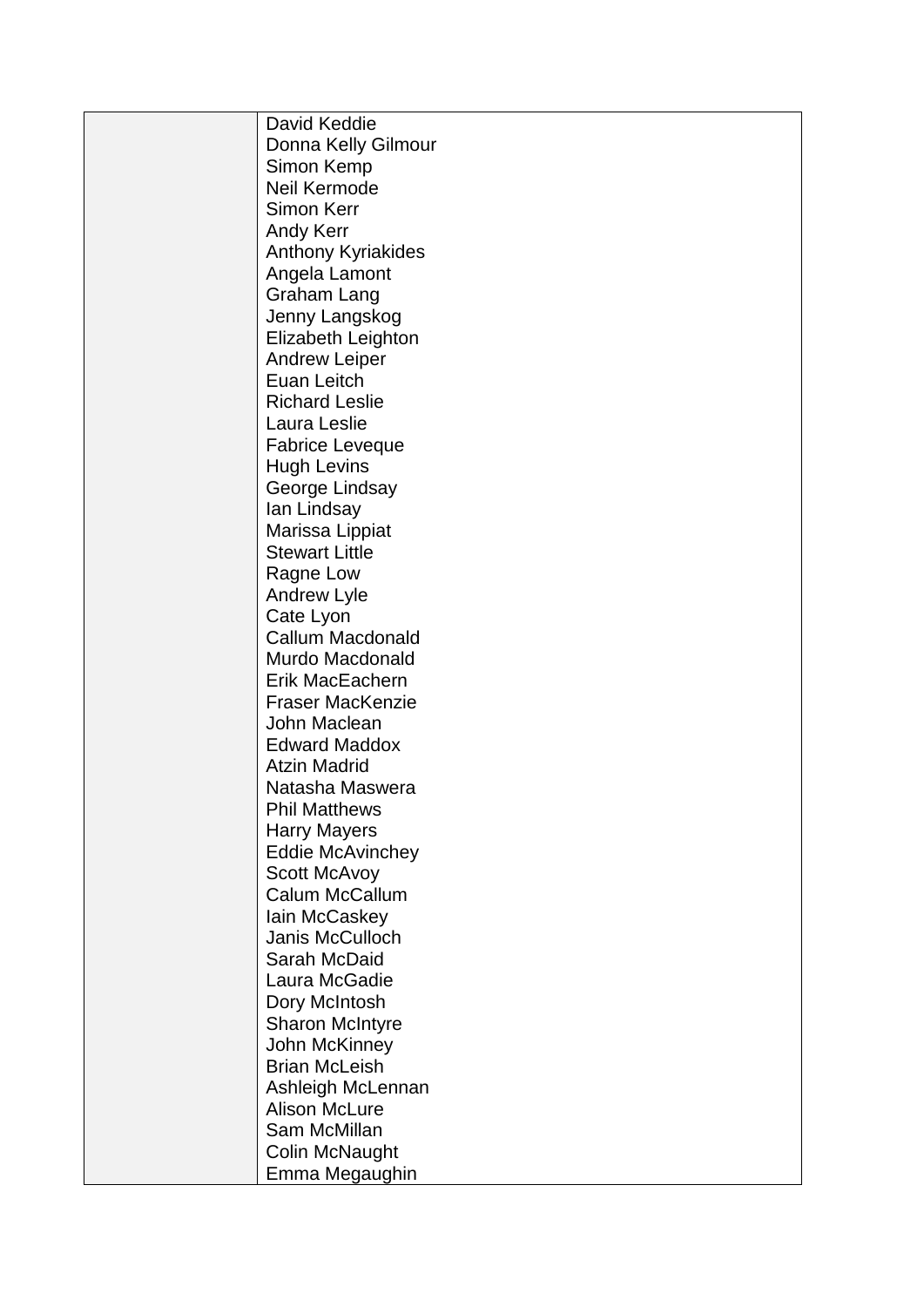| | |
|---|---|
| | David Keddie<br>Donna Kelly Gilmour<br>Simon Kemp<br>Neil Kermode<br>Simon Kerr<br>Andy Kerr<br>Anthony Kyriakides<br>Angela Lamont<br>Graham Lang<br>Jenny Langskog<br>Elizabeth Leighton<br>Andrew Leiper<br>Euan Leitch<br>Richard Leslie<br>Laura Leslie<br>Fabrice Leveque<br>Hugh Levins<br>George Lindsay<br>Ian Lindsay<br>Marissa Lippiat<br>Stewart Little<br>Ragne Low<br>Andrew Lyle<br>Cate Lyon<br>Callum Macdonald<br>Murdo Macdonald<br>Erik MacEachern<br>Fraser MacKenzie<br>John Maclean<br>Edward Maddox<br>Atzin Madrid<br>Natasha Maswera<br>Phil Matthews<br>Harry Mayers<br>Eddie McAvinchey<br>Scott McAvoy<br>Calum McCallum<br>Iain McCaskey<br>Janis McCulloch<br>Sarah McDaid<br>Laura McGadie<br>Dory McIntosh<br>Sharon McIntyre<br>John McKinney<br>Brian McLeish<br>Ashleigh McLennan<br>Alison McLure<br>Sam McMillan<br>Colin McNaught<br>Emma Megaughin |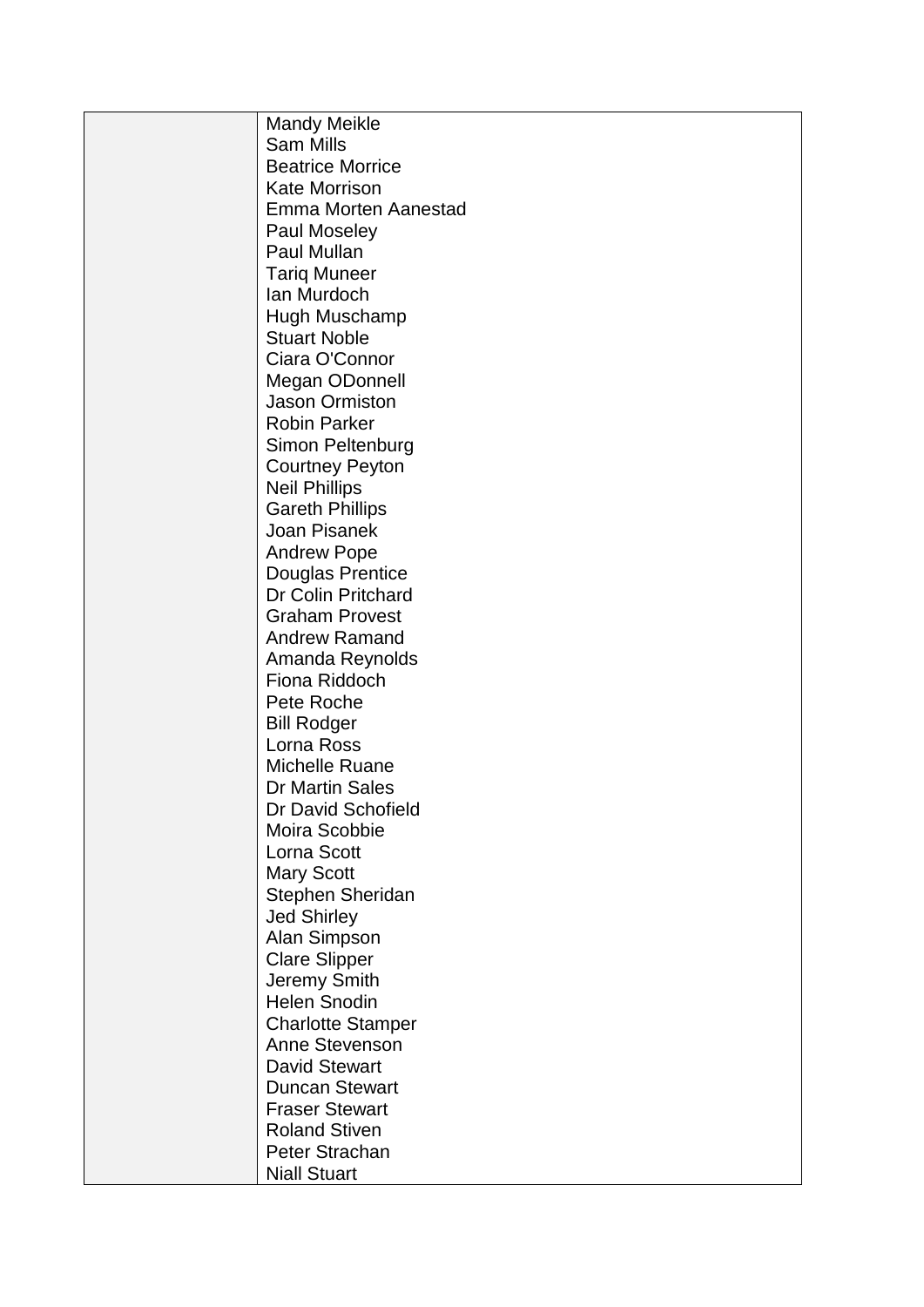| | |
|---|---|
| | Mandy Meikle<br>Sam Mills<br>Beatrice Morrice<br>Kate Morrison<br>Emma Morten Aanestad<br>Paul Moseley<br>Paul Mullan<br>Tariq Muneer<br>Ian Murdoch<br>Hugh Muschamp<br>Stuart Noble<br>Ciara O'Connor<br>Megan ODonnell<br>Jason Ormiston<br>Robin Parker<br>Simon Peltenburg<br>Courtney Peyton<br>Neil Phillips<br>Gareth Phillips<br>Joan Pisanek<br>Andrew Pope<br>Douglas Prentice<br>Dr Colin Pritchard<br>Graham Provest<br>Andrew Ramand<br>Amanda Reynolds<br>Fiona Riddoch<br>Pete Roche<br>Bill Rodger<br>Lorna Ross<br>Michelle Ruane<br>Dr Martin Sales<br>Dr David Schofield<br>Moira Scobbie<br>Lorna Scott<br>Mary Scott<br>Stephen Sheridan<br>Jed Shirley<br>Alan Simpson<br>Clare Slipper<br>Jeremy Smith<br>Helen Snodin<br>Charlotte Stamper<br>Anne Stevenson<br>David Stewart<br>Duncan Stewart<br>Fraser Stewart<br>Roland Stiven<br>Peter Strachan<br>Niall Stuart |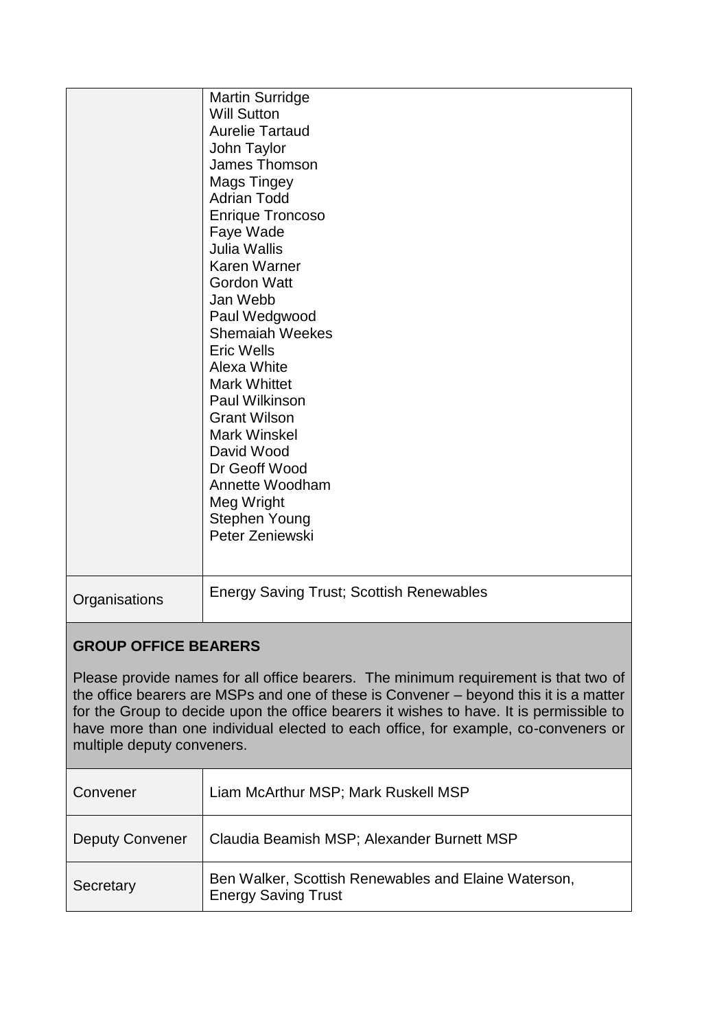|  |  |
| --- | --- |
|  | Martin Surridge<br>Will Sutton<br>Aurelie Tartaud<br>John Taylor<br>James Thomson<br>Mags Tingey<br>Adrian Todd<br>Enrique Troncoso<br>Faye Wade<br>Julia Wallis<br>Karen Warner<br>Gordon Watt<br>Jan Webb<br>Paul Wedgwood<br>Shemaiah Weekes<br>Eric Wells<br>Alexa White<br>Mark Whittet<br>Paul Wilkinson<br>Grant Wilson<br>Mark Winskel<br>David Wood<br>Dr Geoff Wood<br>Annette Woodham<br>Meg Wright<br>Stephen Young<br>Peter Zeniewski |
| Organisations | Energy Saving Trust; Scottish Renewables |

**GROUP OFFICE BEARERS**

Please provide names for all office bearers. The minimum requirement is that two of the office bearers are MSPs and one of these is Convener – beyond this it is a matter for the Group to decide upon the office bearers it wishes to have. It is permissible to have more than one individual elected to each office, for example, co-conveners or multiple deputy conveners.

|  |  |
| --- | --- |
| Convener | Liam McArthur MSP; Mark Ruskell MSP |
| Deputy Convener | Claudia Beamish MSP; Alexander Burnett MSP |
| Secretary | Ben Walker, Scottish Renewables and Elaine Waterson, Energy Saving Trust |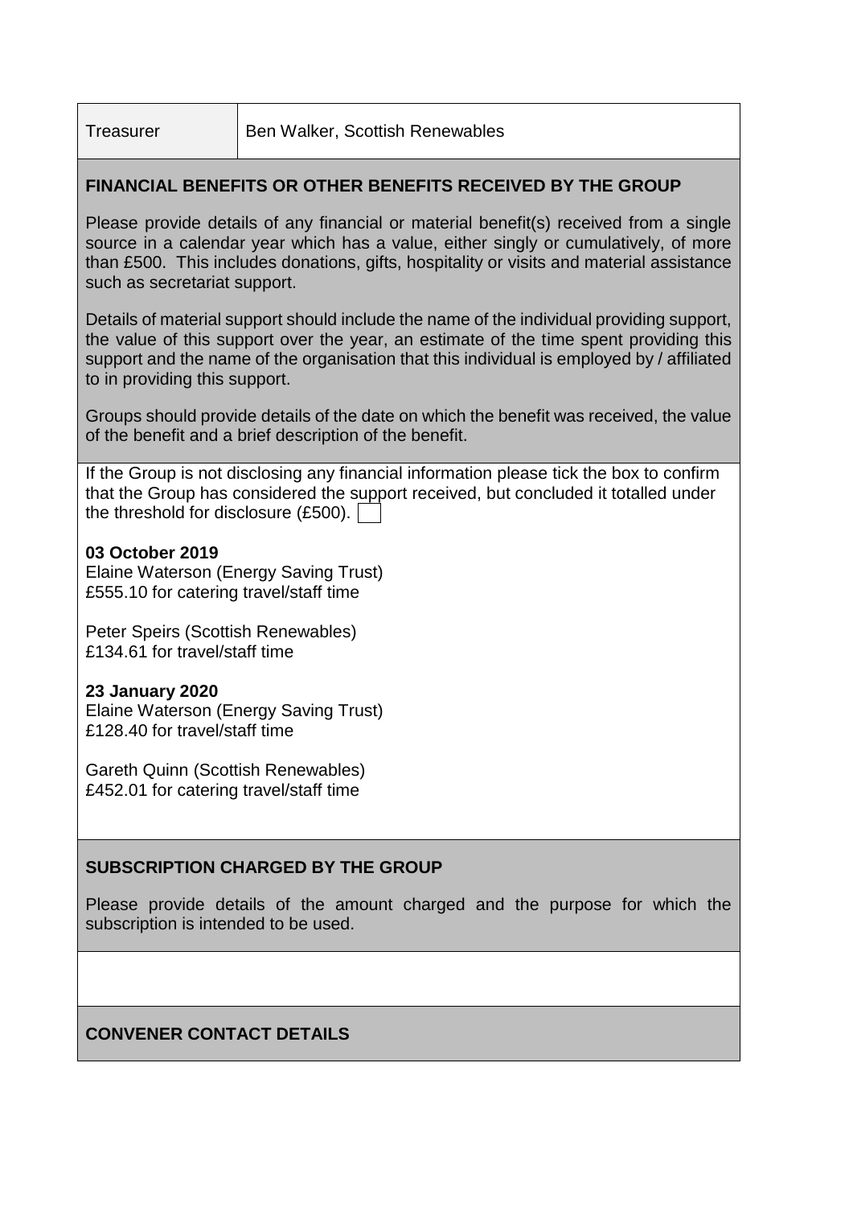| Treasurer | Ben Walker, Scottish Renewables |
|---|---|

**FINANCIAL BENEFITS OR OTHER BENEFITS RECEIVED BY THE GROUP**

Please provide details of any financial or material benefit(s) received from a single source in a calendar year which has a value, either singly or cumulatively, of more than £500. This includes donations, gifts, hospitality or visits and material assistance such as secretariat support.

Details of material support should include the name of the individual providing support, the value of this support over the year, an estimate of the time spent providing this support and the name of the organisation that this individual is employed by / affiliated to in providing this support.

Groups should provide details of the date on which the benefit was received, the value of the benefit and a brief description of the benefit.

If the Group is not disclosing any financial information please tick the box to confirm that the Group has considered the support received, but concluded it totalled under the threshold for disclosure (£500). ☐

**03 October 2019**
Elaine Waterson (Energy Saving Trust)
£555.10 for catering travel/staff time

Peter Speirs (Scottish Renewables)
£134.61 for travel/staff time

**23 January 2020**
Elaine Waterson (Energy Saving Trust)
£128.40 for travel/staff time

Gareth Quinn (Scottish Renewables)
£452.01 for catering travel/staff time

**SUBSCRIPTION CHARGED BY THE GROUP**

Please provide details of the amount charged and the purpose for which the subscription is intended to be used.

**CONVENER CONTACT DETAILS**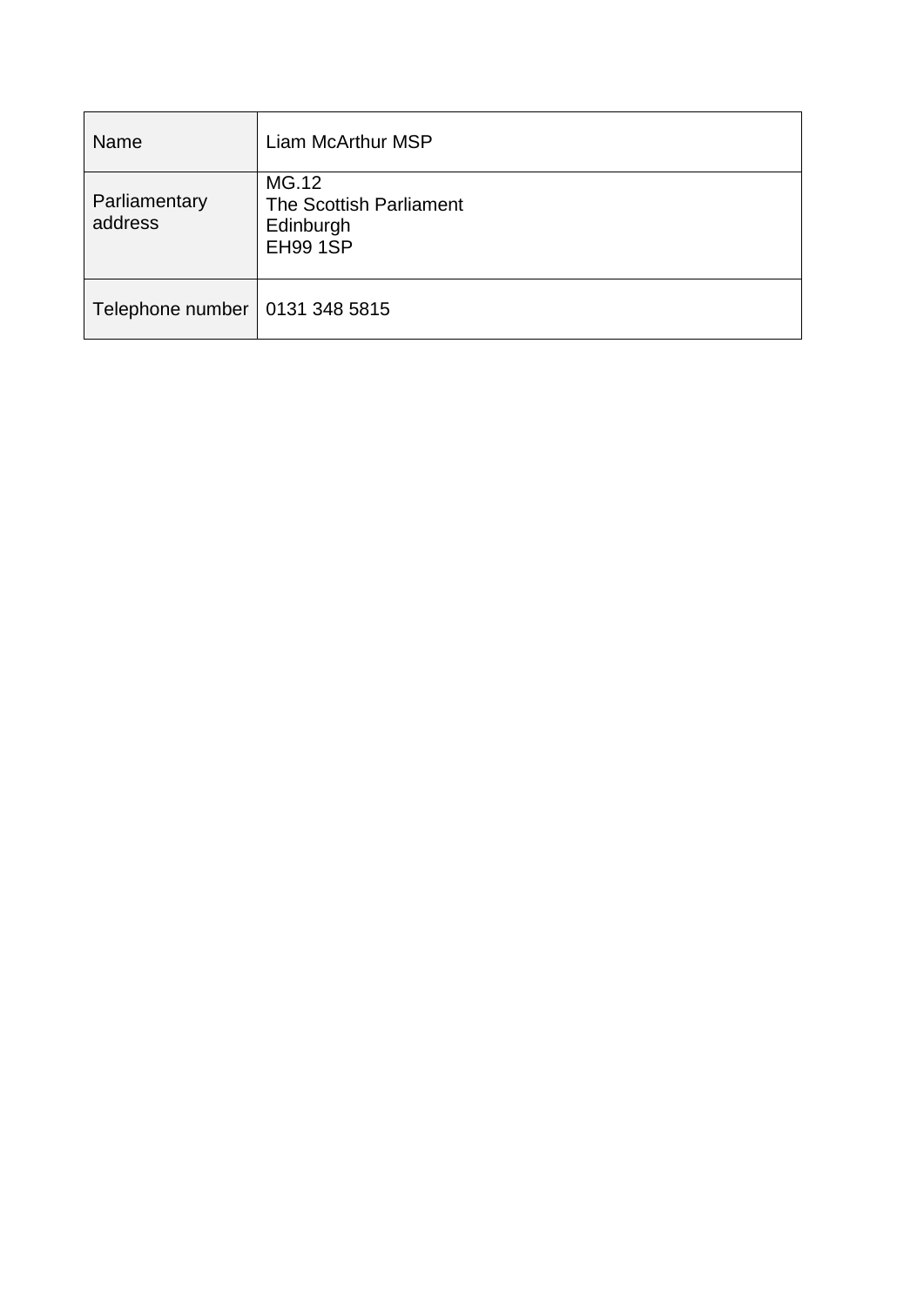| | |
|---|---|
| Name | Liam McArthur MSP |
| Parliamentary address | MG.12<br>The Scottish Parliament<br>Edinburgh<br>EH99 1SP |
| Telephone number | 0131 348 5815 |